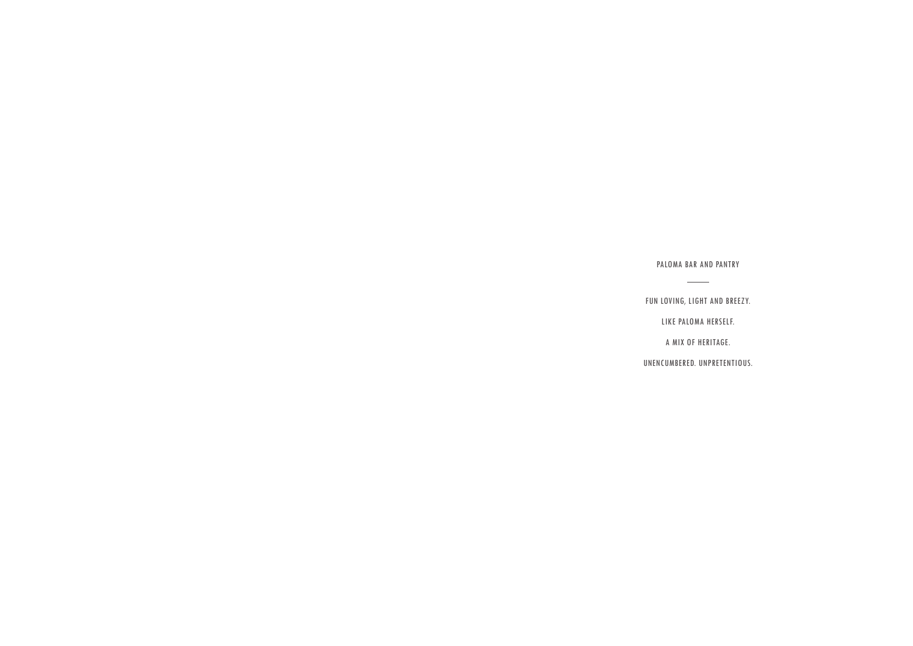# PALOMA BAR AND PANTRY

---

FUN LOVING, LIGHT AND BREEZY.

LIKE PALOMA HERSELF.

A MIX OF HERITAGE.

UNENCUMBERED. UNPRETENTIOUS.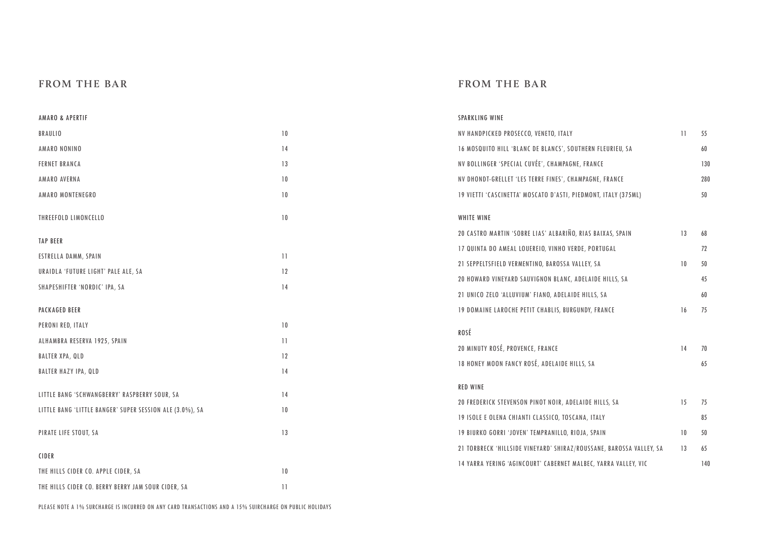## FROM THE BAR

| AMARO & APERTIF | |
|---|---|
| BRAULIO | 10 |
| AMARO NONINO | 14 |
| FERNET BRANCA | 13 |
| AMARO AVERNA | 10 |
| AMARO MONTENEGRO | 10 |
| THREEFOLD LIMONCELLO | 10 |

| TAP BEER | |
|---|---|
| ESTRELLA DAMM, SPAIN | 11 |
| URAIDLA 'FUTURE LIGHT' PALE ALE, SA | 12 |
| SHAPESHIFTER 'NORDIC' IPA, SA | 14 |

| PACKAGED BEER | |
|---|---|
| PERONI RED, ITALY | 10 |
| ALHAMBRA RESERVA 1925, SPAIN | 11 |
| BALTER XPA, QLD | 12 |
| BALTER HAZY IPA, QLD | 14 |
| LITTLE BANG 'SCHWANGBERRY' RASPBERRY SOUR, SA | 14 |
| LITTLE BANG 'LITTLE BANGER' SUPER SESSION ALE (3.0%), SA | 10 |
| PIRATE LIFE STOUT, SA | 13 |

| CIDER | |
|---|---|
| THE HILLS CIDER CO. APPLE CIDER, SA | 10 |
| THE HILLS CIDER CO. BERRY BERRY JAM SOUR CIDER, SA | 11 |

PLEASE NOTE A 1% SURCHARGE IS INCURRED ON ANY CARD TRANSACTIONS AND A 15% SUIRCHARGE ON PUBLIC HOLIDAYS

## FROM THE BAR

| SPARKLING WINE | | |
|---|---|---|
| NV HANDPICKED PROSECCO, VENETO, ITALY | 11 | 55 |
| 16 MOSQUITO HILL 'BLANC DE BLANCS', SOUTHERN FLEURIEU, SA | | 60 |
| NV BOLLINGER 'SPECIAL CUVÉE', CHAMPAGNE, FRANCE | | 130 |
| NV DHONDT-GRELLET 'LES TERRE FINES', CHAMPAGNE, FRANCE | | 280 |
| 19 VIETTI 'CASCINETTA' MOSCATO D'ASTI, PIEDMONT, ITALY (375ML) | | 50 |

| WHITE WINE | | |
|---|---|---|
| 20 CASTRO MARTIN 'SOBRE LIAS' ALBARIÑO, RIAS BAIXAS, SPAIN | 13 | 68 |
| 17 QUINTA DO AMEAL LOUEREIO, VINHO VERDE, PORTUGAL | | 72 |
| 21 SEPPELTSFIELD VERMENTINO, BAROSSA VALLEY, SA | 10 | 50 |
| 20 HOWARD VINEYARD SAUVIGNON BLANC, ADELAIDE HILLS, SA | | 45 |
| 21 UNICO ZELO 'ALLUVIUM' FIANO, ADELAIDE HILLS, SA | | 60 |
| 19 DOMAINE LAROCHE PETIT CHABLIS, BURGUNDY, FRANCE | 16 | 75 |

| ROSÉ | | |
|---|---|---|
| 20 MINUTY ROSÉ, PROVENCE, FRANCE | 14 | 70 |
| 18 HONEY MOON FANCY ROSÉ, ADELAIDE HILLS, SA | | 65 |

| RED WINE | | |
|---|---|---|
| 20 FREDERICK STEVENSON PINOT NOIR, ADELAIDE HILLS, SA | 15 | 75 |
| 19 ISOLE E OLENA CHIANTI CLASSICO, TOSCANA, ITALY | | 85 |
| 19 BIURKO GORRI 'JOVEN' TEMPRANILLO, RIOJA, SPAIN | 10 | 50 |
| 21 TORBRECK 'HILLSIDE VINEYARD' SHIRAZ/ROUSSANE, BAROSSA VALLEY, SA | 13 | 65 |
| 14 YARRA YERING 'AGINCOURT' CABERNET MALBEC, YARRA VALLEY, VIC | | 140 |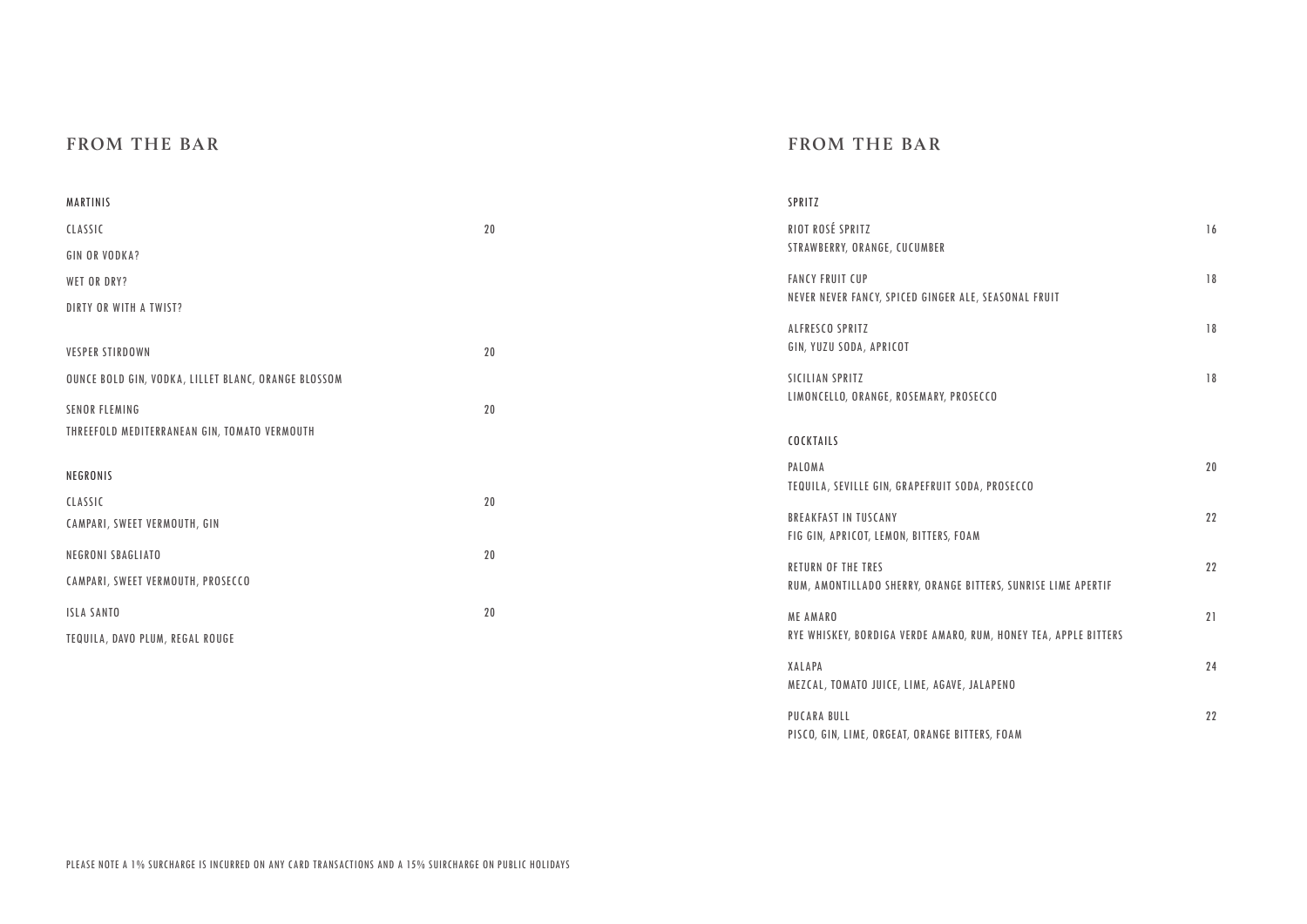## FROM THE BAR

### MARTINIS

| | |
|---|---|
| CLASSIC | 20 |
| GIN OR VODKA? | |
| WET OR DRY? | |
| DIRTY OR WITH A TWIST? | |
| VESPER STIRDOWN | 20 |
| OUNCE BOLD GIN, VODKA, LILLET BLANC, ORANGE BLOSSOM | |
| SENOR FLEMING | 20 |
| THREEFOLD MEDITERRANEAN GIN, TOMATO VERMOUTH | |

### NEGRONIS

| | |
|---|---|
| CLASSIC | 20 |
| CAMPARI, SWEET VERMOUTH, GIN | |
| NEGRONI SBAGLIATO | 20 |
| CAMPARI, SWEET VERMOUTH, PROSECCO | |
| ISLA SANTO | 20 |
| TEQUILA, DAVO PLUM, REGAL ROUGE | |

## FROM THE BAR

### SPRITZ

| | |
|---|---|
| RIOT ROSÉ SPRITZ | 16 |
| STRAWBERRY, ORANGE, CUCUMBER | |
| FANCY FRUIT CUP | 18 |
| NEVER NEVER FANCY, SPICED GINGER ALE, SEASONAL FRUIT | |
| ALFRESCO SPRITZ | 18 |
| GIN, YUZU SODA, APRICOT | |
| SICILIAN SPRITZ | 18 |
| LIMONCELLO, ORANGE, ROSEMARY, PROSECCO | |

### COCKTAILS

| | |
|---|---|
| PALOMA | 20 |
| TEQUILA, SEVILLE GIN, GRAPEFRUIT SODA, PROSECCO | |
| BREAKFAST IN TUSCANY | 22 |
| FIG GIN, APRICOT, LEMON, BITTERS, FOAM | |
| RETURN OF THE TRES | 22 |
| RUM, AMONTILLADO SHERRY, ORANGE BITTERS, SUNRISE LIME APERTIF | |
| ME AMARO | 21 |
| RYE WHISKEY, BORDIGA VERDE AMARO, RUM, HONEY TEA, APPLE BITTERS | |
| XALAPA | 24 |
| MEZCAL, TOMATO JUICE, LIME, AGAVE, JALAPENO | |
| PUCARA BULL | 22 |
| PISCO, GIN, LIME, ORGEAT, ORANGE BITTERS, FOAM | |

PLEASE NOTE A 1% SURCHARGE IS INCURRED ON ANY CARD TRANSACTIONS AND A 15% SUIRCHARGE ON PUBLIC HOLIDAYS